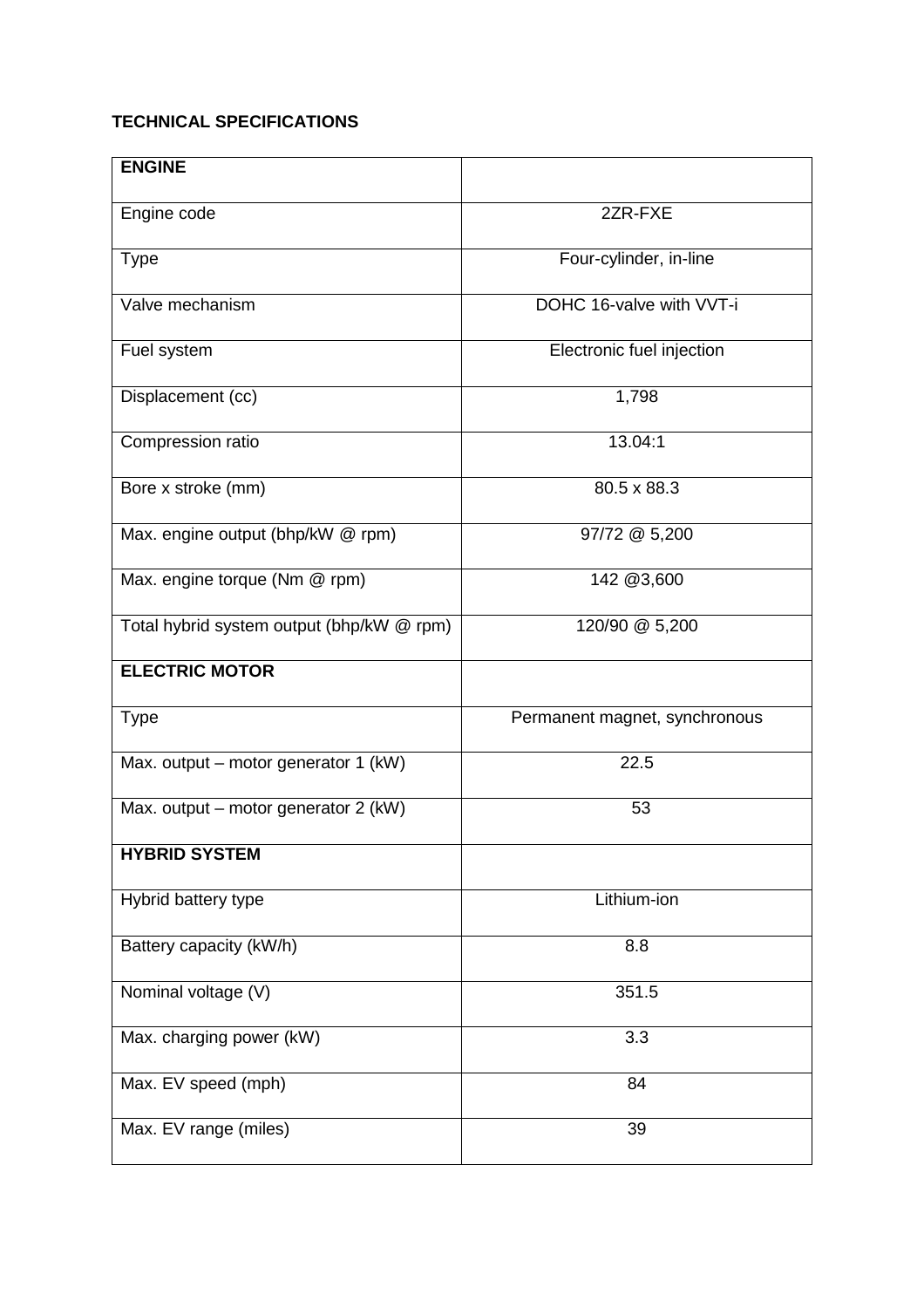**TECHNICAL SPECIFICATIONS**

| **ENGINE** | |
|---|---|
| Engine code | 2ZR-FXE |
| Type | Four-cylinder, in-line |
| Valve mechanism | DOHC 16-valve with VVT-i |
| Fuel system | Electronic fuel injection |
| Displacement (cc) | 1,798 |
| Compression ratio | 13.04:1 |
| Bore x stroke (mm) | 80.5 x 88.3 |
| Max. engine output (bhp/kW @ rpm) | 97/72 @ 5,200 |
| Max. engine torque (Nm @ rpm) | 142 @3,600 |
| Total hybrid system output (bhp/kW @ rpm) | 120/90 @ 5,200 |
| **ELECTRIC MOTOR** | |
| Type | Permanent magnet, synchronous |
| Max. output – motor generator 1 (kW) | 22.5 |
| Max. output – motor generator 2 (kW) | 53 |
| **HYBRID SYSTEM** | |
| Hybrid battery type | Lithium-ion |
| Battery capacity (kW/h) | 8.8 |
| Nominal voltage (V) | 351.5 |
| Max. charging power (kW) | 3.3 |
| Max. EV speed (mph) | 84 |
| Max. EV range (miles) | 39 |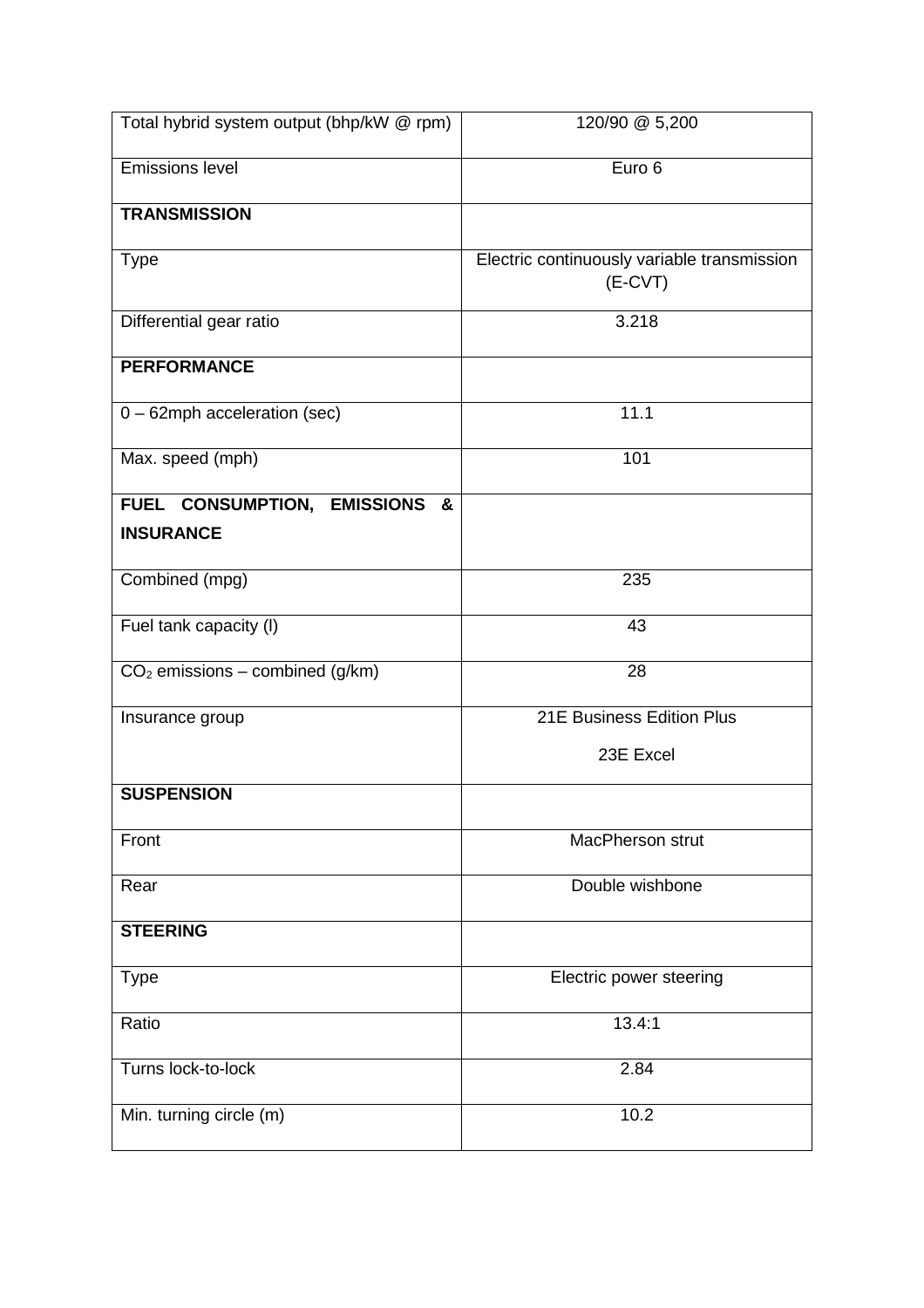| Total hybrid system output (bhp/kW @ rpm) | 120/90 @ 5,200 |
| --- | --- |
| Emissions level | Euro 6 |
| **TRANSMISSION** | |
| Type | Electric continuously variable transmission (E-CVT) |
| Differential gear ratio | 3.218 |
| **PERFORMANCE** | |
| 0 – 62mph acceleration (sec) | 11.1 |
| Max. speed (mph) | 101 |
| **FUEL CONSUMPTION, EMISSIONS & INSURANCE** | |
| Combined (mpg) | 235 |
| Fuel tank capacity (l) | 43 |
| $CO_2$ emissions – combined (g/km) | 28 |
| Insurance group | 21E Business Edition Plus<br>23E Excel |
| **SUSPENSION** | |
| Front | MacPherson strut |
| Rear | Double wishbone |
| **STEERING** | |
| Type | Electric power steering |
| Ratio | 13.4:1 |
| Turns lock-to-lock | 2.84 |
| Min. turning circle (m) | 10.2 |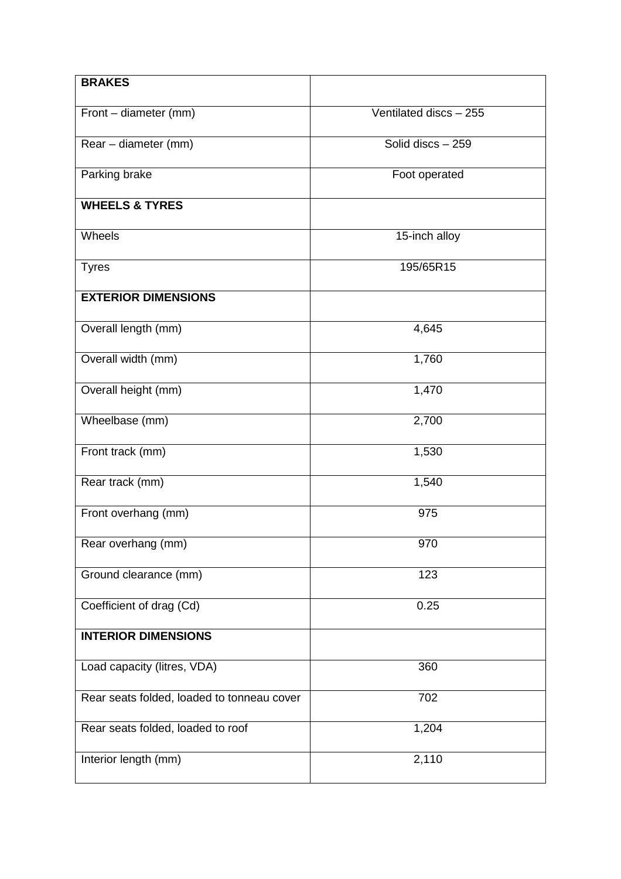| **BRAKES** | |
|---|---|
| Front – diameter (mm) | Ventilated discs – 255 |
| Rear – diameter (mm) | Solid discs – 259 |
| Parking brake | Foot operated |
| **WHEELS & TYRES** | |
| Wheels | 15-inch alloy |
| Tyres | 195/65R15 |
| **EXTERIOR DIMENSIONS** | |
| Overall length (mm) | 4,645 |
| Overall width (mm) | 1,760 |
| Overall height (mm) | 1,470 |
| Wheelbase (mm) | 2,700 |
| Front track (mm) | 1,530 |
| Rear track (mm) | 1,540 |
| Front overhang (mm) | 975 |
| Rear overhang (mm) | 970 |
| Ground clearance (mm) | 123 |
| Coefficient of drag (Cd) | 0.25 |
| **INTERIOR DIMENSIONS** | |
| Load capacity (litres, VDA) | 360 |
| Rear seats folded, loaded to tonneau cover | 702 |
| Rear seats folded, loaded to roof | 1,204 |
| Interior length (mm) | 2,110 |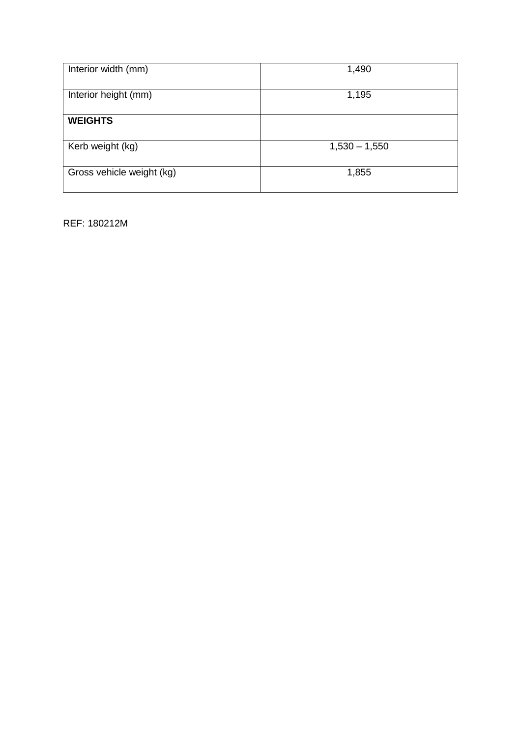| | |
|---|---|
| Interior width (mm) | 1,490 |
| Interior height (mm) | 1,195 |
| **WEIGHTS** | |
| Kerb weight (kg) | 1,530 – 1,550 |
| Gross vehicle weight (kg) | 1,855 |

REF: 180212M